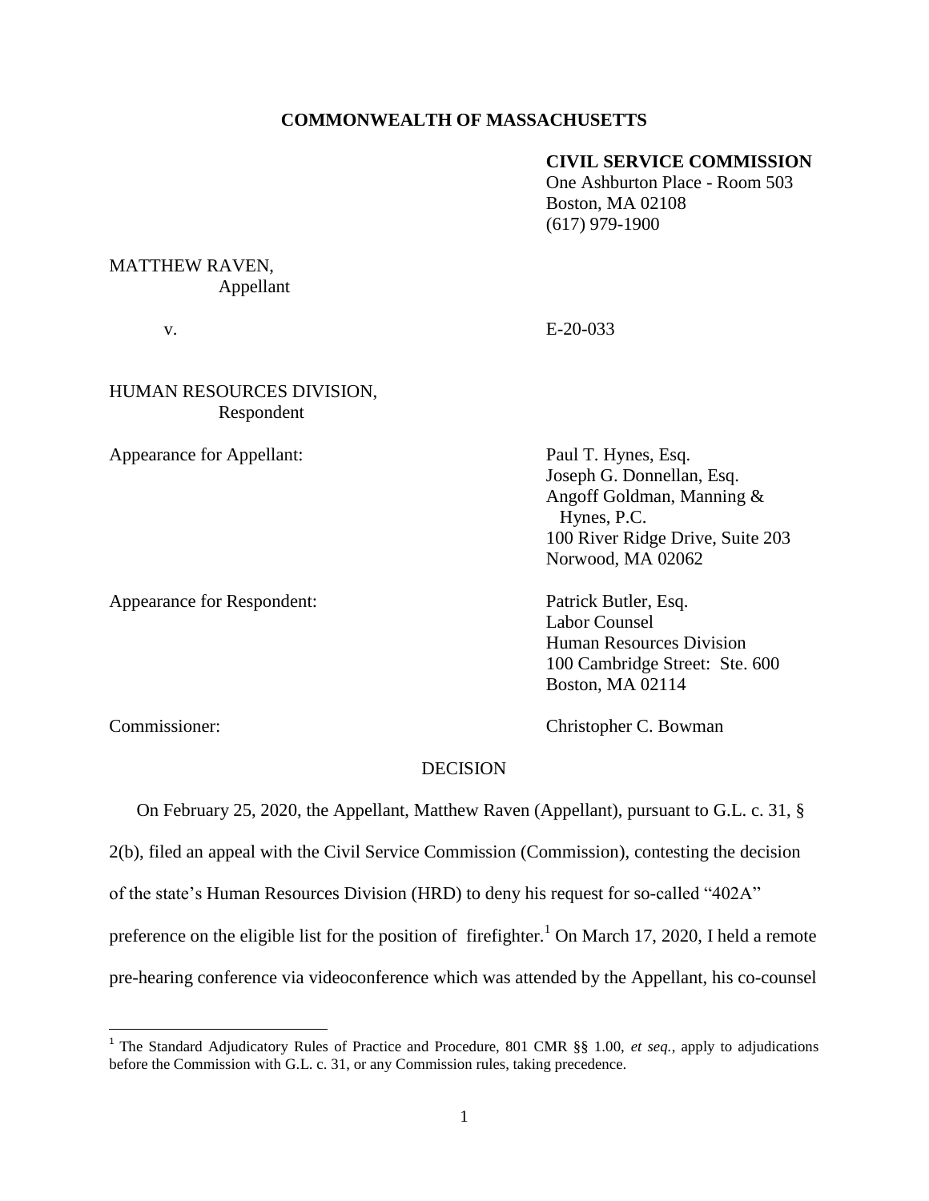**COMMONWEALTH OF MASSACHUSETTS**

**CIVIL SERVICE COMMISSION**
One Ashburton Place - Room 503
Boston, MA 02108
(617) 979-1900

MATTHEW RAVEN,
Appellant

v. E-20-033

HUMAN RESOURCES DIVISION,
Respondent

Appearance for Appellant: Paul T. Hynes, Esq.
Joseph G. Donnellan, Esq.
Angoff Goldman, Manning & Hynes, P.C.
100 River Ridge Drive, Suite 203
Norwood, MA 02062

Appearance for Respondent: Patrick Butler, Esq.
Labor Counsel
Human Resources Division
100 Cambridge Street: Ste. 600
Boston, MA 02114

Commissioner: Christopher C. Bowman

DECISION

On February 25, 2020, the Appellant, Matthew Raven (Appellant), pursuant to G.L. c. 31, § 2(b), filed an appeal with the Civil Service Commission (Commission), contesting the decision of the state's Human Resources Division (HRD) to deny his request for so-called "402A" preference on the eligible list for the position of firefighter.[1] On March 17, 2020, I held a remote pre-hearing conference via videoconference which was attended by the Appellant, his co-counsel

[1] The Standard Adjudicatory Rules of Practice and Procedure, 801 CMR §§ 1.00, *et seq.*, apply to adjudications before the Commission with G.L. c. 31, or any Commission rules, taking precedence.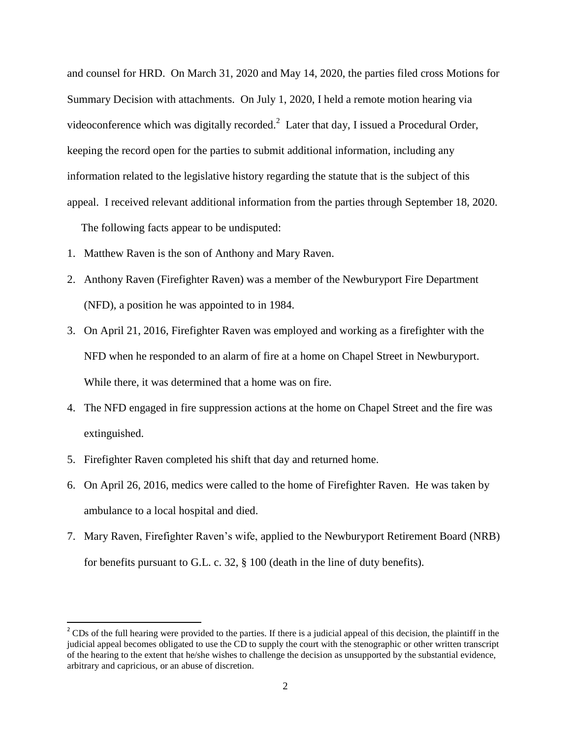and counsel for HRD. On March 31, 2020 and May 14, 2020, the parties filed cross Motions for Summary Decision with attachments. On July 1, 2020, I held a remote motion hearing via videoconference which was digitally recorded.[2] Later that day, I issued a Procedural Order, keeping the record open for the parties to submit additional information, including any information related to the legislative history regarding the statute that is the subject of this appeal. I received relevant additional information from the parties through September 18, 2020.

The following facts appear to be undisputed:

1. Matthew Raven is the son of Anthony and Mary Raven.
2. Anthony Raven (Firefighter Raven) was a member of the Newburyport Fire Department (NFD), a position he was appointed to in 1984.
3. On April 21, 2016, Firefighter Raven was employed and working as a firefighter with the NFD when he responded to an alarm of fire at a home on Chapel Street in Newburyport. While there, it was determined that a home was on fire.
4. The NFD engaged in fire suppression actions at the home on Chapel Street and the fire was extinguished.
5. Firefighter Raven completed his shift that day and returned home.
6. On April 26, 2016, medics were called to the home of Firefighter Raven. He was taken by ambulance to a local hospital and died.
7. Mary Raven, Firefighter Raven's wife, applied to the Newburyport Retirement Board (NRB) for benefits pursuant to G.L. c. 32, § 100 (death in the line of duty benefits).

[2] CDs of the full hearing were provided to the parties. If there is a judicial appeal of this decision, the plaintiff in the judicial appeal becomes obligated to use the CD to supply the court with the stenographic or other written transcript of the hearing to the extent that he/she wishes to challenge the decision as unsupported by the substantial evidence, arbitrary and capricious, or an abuse of discretion.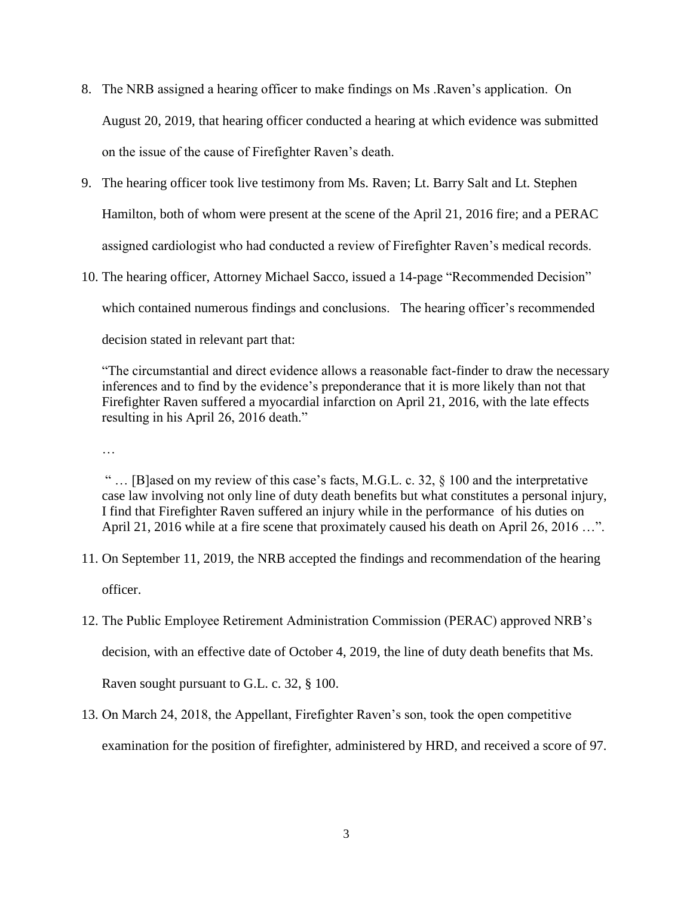8. The NRB assigned a hearing officer to make findings on Ms .Raven's application. On August 20, 2019, that hearing officer conducted a hearing at which evidence was submitted on the issue of the cause of Firefighter Raven's death.

9. The hearing officer took live testimony from Ms. Raven; Lt. Barry Salt and Lt. Stephen Hamilton, both of whom were present at the scene of the April 21, 2016 fire; and a PERAC assigned cardiologist who had conducted a review of Firefighter Raven's medical records.

10. The hearing officer, Attorney Michael Sacco, issued a 14-page "Recommended Decision" which contained numerous findings and conclusions. The hearing officer's recommended decision stated in relevant part that:

    "The circumstantial and direct evidence allows a reasonable fact-finder to draw the necessary inferences and to find by the evidence's preponderance that it is more likely than not that Firefighter Raven suffered a myocardial infarction on April 21, 2016, with the late effects resulting in his April 26, 2016 death."

    …

    " … [B]ased on my review of this case's facts, M.G.L. c. 32, § 100 and the interpretative case law involving not only line of duty death benefits but what constitutes a personal injury, I find that Firefighter Raven suffered an injury while in the performance of his duties on April 21, 2016 while at a fire scene that proximately caused his death on April 26, 2016 …".

11. On September 11, 2019, the NRB accepted the findings and recommendation of the hearing officer.

12. The Public Employee Retirement Administration Commission (PERAC) approved NRB's decision, with an effective date of October 4, 2019, the line of duty death benefits that Ms. Raven sought pursuant to G.L. c. 32, § 100.

13. On March 24, 2018, the Appellant, Firefighter Raven's son, took the open competitive examination for the position of firefighter, administered by HRD, and received a score of 97.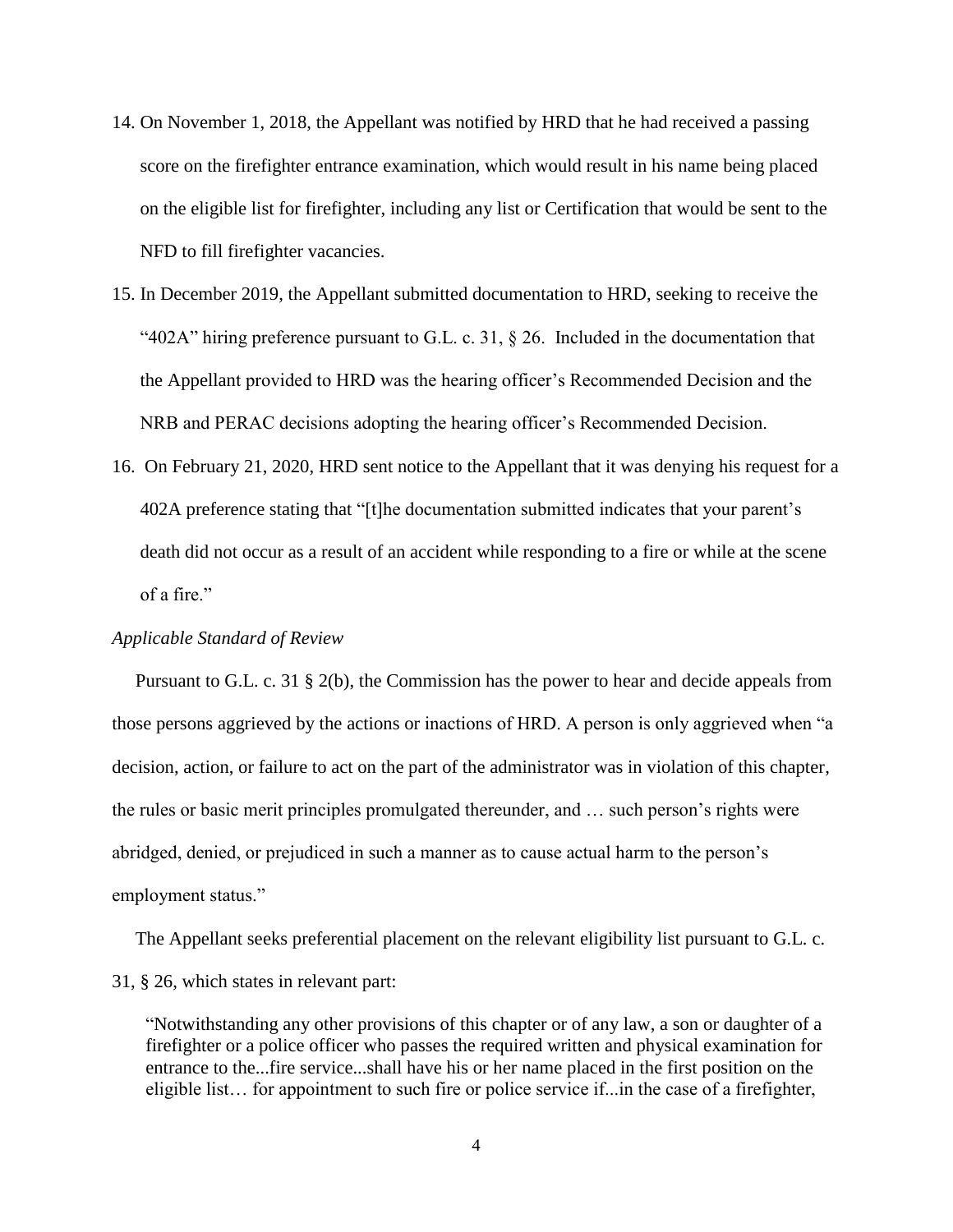14. On November 1, 2018, the Appellant was notified by HRD that he had received a passing score on the firefighter entrance examination, which would result in his name being placed on the eligible list for firefighter, including any list or Certification that would be sent to the NFD to fill firefighter vacancies.

15. In December 2019, the Appellant submitted documentation to HRD, seeking to receive the "402A" hiring preference pursuant to G.L. c. 31, § 26. Included in the documentation that the Appellant provided to HRD was the hearing officer's Recommended Decision and the NRB and PERAC decisions adopting the hearing officer's Recommended Decision.

16. On February 21, 2020, HRD sent notice to the Appellant that it was denying his request for a 402A preference stating that "[t]he documentation submitted indicates that your parent's death did not occur as a result of an accident while responding to a fire or while at the scene of a fire."

*Applicable Standard of Review*

Pursuant to G.L. c. 31 § 2(b), the Commission has the power to hear and decide appeals from those persons aggrieved by the actions or inactions of HRD. A person is only aggrieved when "a decision, action, or failure to act on the part of the administrator was in violation of this chapter, the rules or basic merit principles promulgated thereunder, and … such person's rights were abridged, denied, or prejudiced in such a manner as to cause actual harm to the person's employment status."

The Appellant seeks preferential placement on the relevant eligibility list pursuant to G.L. c. 31, § 26, which states in relevant part:

> "Notwithstanding any other provisions of this chapter or of any law, a son or daughter of a firefighter or a police officer who passes the required written and physical examination for entrance to the...fire service...shall have his or her name placed in the first position on the eligible list… for appointment to such fire or police service if...in the case of a firefighter,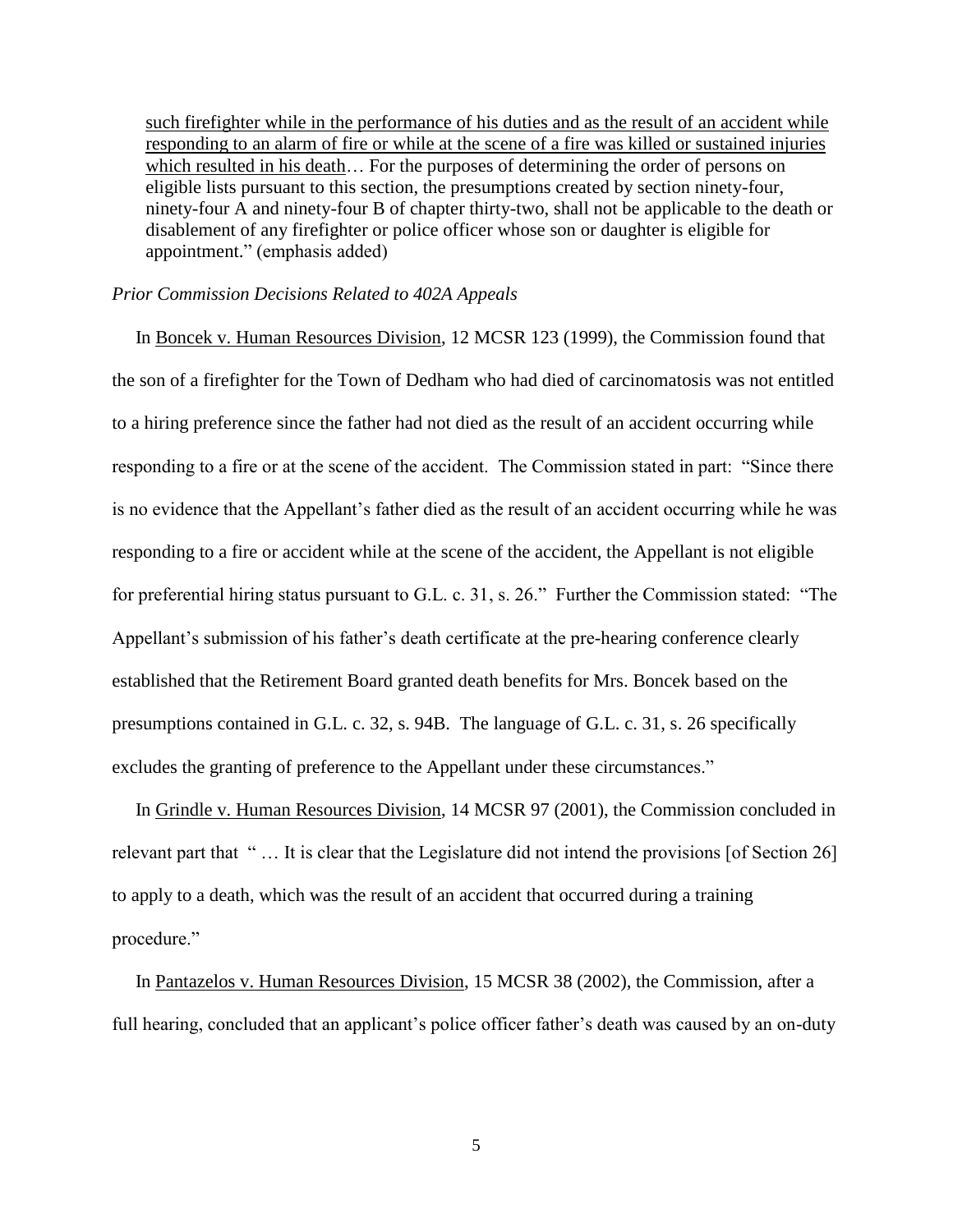such firefighter while in the performance of his duties and as the result of an accident while responding to an alarm of fire or while at the scene of a fire was killed or sustained injuries which resulted in his death… For the purposes of determining the order of persons on eligible lists pursuant to this section, the presumptions created by section ninety-four, ninety-four A and ninety-four B of chapter thirty-two, shall not be applicable to the death or disablement of any firefighter or police officer whose son or daughter is eligible for appointment." (emphasis added)

*Prior Commission Decisions Related to 402A Appeals*

In Boncek v. Human Resources Division, 12 MCSR 123 (1999), the Commission found that the son of a firefighter for the Town of Dedham who had died of carcinomatosis was not entitled to a hiring preference since the father had not died as the result of an accident occurring while responding to a fire or at the scene of the accident. The Commission stated in part: "Since there is no evidence that the Appellant's father died as the result of an accident occurring while he was responding to a fire or accident while at the scene of the accident, the Appellant is not eligible for preferential hiring status pursuant to G.L. c. 31, s. 26." Further the Commission stated: "The Appellant's submission of his father's death certificate at the pre-hearing conference clearly established that the Retirement Board granted death benefits for Mrs. Boncek based on the presumptions contained in G.L. c. 32, s. 94B. The language of G.L. c. 31, s. 26 specifically excludes the granting of preference to the Appellant under these circumstances."

In Grindle v. Human Resources Division, 14 MCSR 97 (2001), the Commission concluded in relevant part that " … It is clear that the Legislature did not intend the provisions [of Section 26] to apply to a death, which was the result of an accident that occurred during a training procedure."

In Pantazelos v. Human Resources Division, 15 MCSR 38 (2002), the Commission, after a full hearing, concluded that an applicant's police officer father's death was caused by an on-duty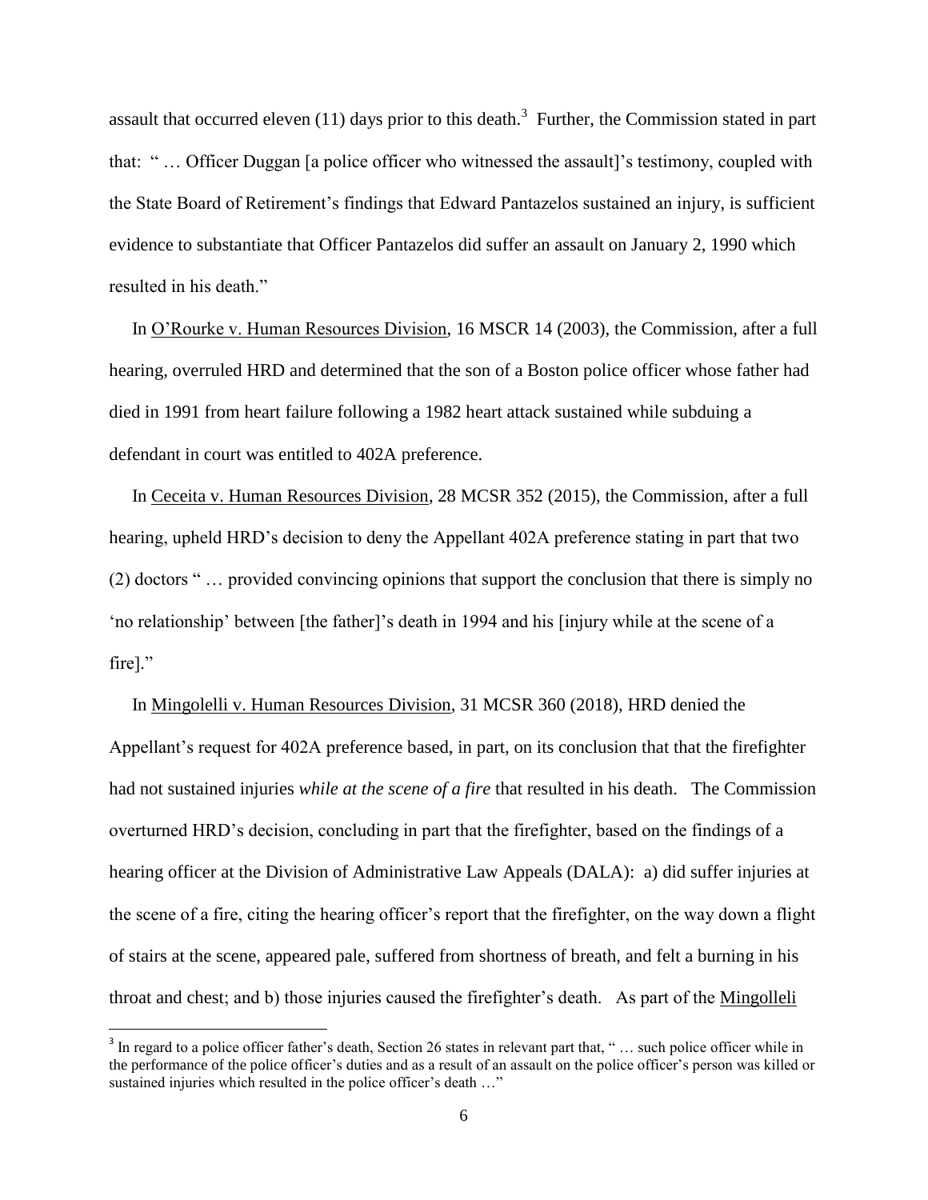assault that occurred eleven (11) days prior to this death.[3] Further, the Commission stated in part that: " … Officer Duggan [a police officer who witnessed the assault]'s testimony, coupled with the State Board of Retirement's findings that Edward Pantazelos sustained an injury, is sufficient evidence to substantiate that Officer Pantazelos did suffer an assault on January 2, 1990 which resulted in his death."

In O'Rourke v. Human Resources Division, 16 MSCR 14 (2003), the Commission, after a full hearing, overruled HRD and determined that the son of a Boston police officer whose father had died in 1991 from heart failure following a 1982 heart attack sustained while subduing a defendant in court was entitled to 402A preference.

In Ceceita v. Human Resources Division, 28 MCSR 352 (2015), the Commission, after a full hearing, upheld HRD's decision to deny the Appellant 402A preference stating in part that two (2) doctors " … provided convincing opinions that support the conclusion that there is simply no 'no relationship' between [the father]'s death in 1994 and his [injury while at the scene of a fire]."

In Mingolelli v. Human Resources Division, 31 MCSR 360 (2018), HRD denied the Appellant's request for 402A preference based, in part, on its conclusion that that the firefighter had not sustained injuries *while at the scene of a fire* that resulted in his death. The Commission overturned HRD's decision, concluding in part that the firefighter, based on the findings of a hearing officer at the Division of Administrative Law Appeals (DALA): a) did suffer injuries at the scene of a fire, citing the hearing officer's report that the firefighter, on the way down a flight of stairs at the scene, appeared pale, suffered from shortness of breath, and felt a burning in his throat and chest; and b) those injuries caused the firefighter's death. As part of the Mingolleli

[3] In regard to a police officer father's death, Section 26 states in relevant part that, " … such police officer while in the performance of the police officer's duties and as a result of an assault on the police officer's person was killed or sustained injuries which resulted in the police officer's death …"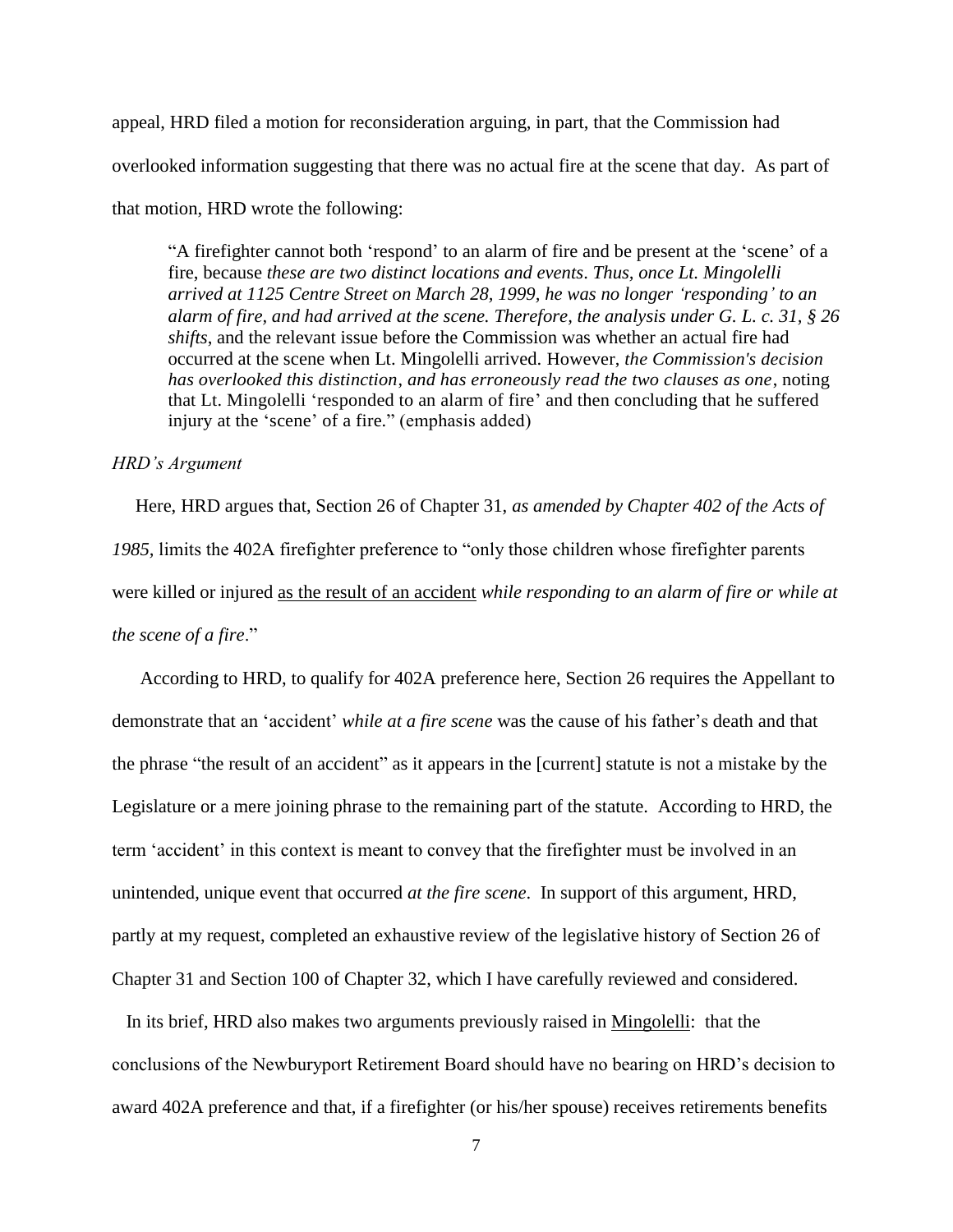appeal, HRD filed a motion for reconsideration arguing, in part, that the Commission had overlooked information suggesting that there was no actual fire at the scene that day. As part of that motion, HRD wrote the following:

> "A firefighter cannot both 'respond' to an alarm of fire and be present at the 'scene' of a fire, because *these are two distinct locations and events*. *Thus, once Lt. Mingolelli arrived at 1125 Centre Street on March 28, 1999, he was no longer 'responding' to an alarm of fire, and had arrived at the scene. Therefore, the analysis under G. L. c. 31, § 26 shifts*, and the relevant issue before the Commission was whether an actual fire had occurred at the scene when Lt. Mingolelli arrived. However, *the Commission's decision has overlooked this distinction*, *and has erroneously read the two clauses as one*, noting that Lt. Mingolelli 'responded to an alarm of fire' and then concluding that he suffered injury at the 'scene' of a fire." (emphasis added)

*HRD's Argument*

Here, HRD argues that, Section 26 of Chapter 31, *as amended by Chapter 402 of the Acts of 1985,* limits the 402A firefighter preference to "only those children whose firefighter parents were killed or injured <u>as the result of an accident</u> *while responding to an alarm of fire or while at the scene of a fire*."

According to HRD, to qualify for 402A preference here, Section 26 requires the Appellant to demonstrate that an 'accident' *while at a fire scene* was the cause of his father's death and that the phrase "the result of an accident" as it appears in the [current] statute is not a mistake by the Legislature or a mere joining phrase to the remaining part of the statute. According to HRD, the term 'accident' in this context is meant to convey that the firefighter must be involved in an unintended, unique event that occurred *at the fire scene*. In support of this argument, HRD, partly at my request, completed an exhaustive review of the legislative history of Section 26 of Chapter 31 and Section 100 of Chapter 32, which I have carefully reviewed and considered.

In its brief, HRD also makes two arguments previously raised in <u>Mingolelli</u>: that the conclusions of the Newburyport Retirement Board should have no bearing on HRD's decision to award 402A preference and that, if a firefighter (or his/her spouse) receives retirements benefits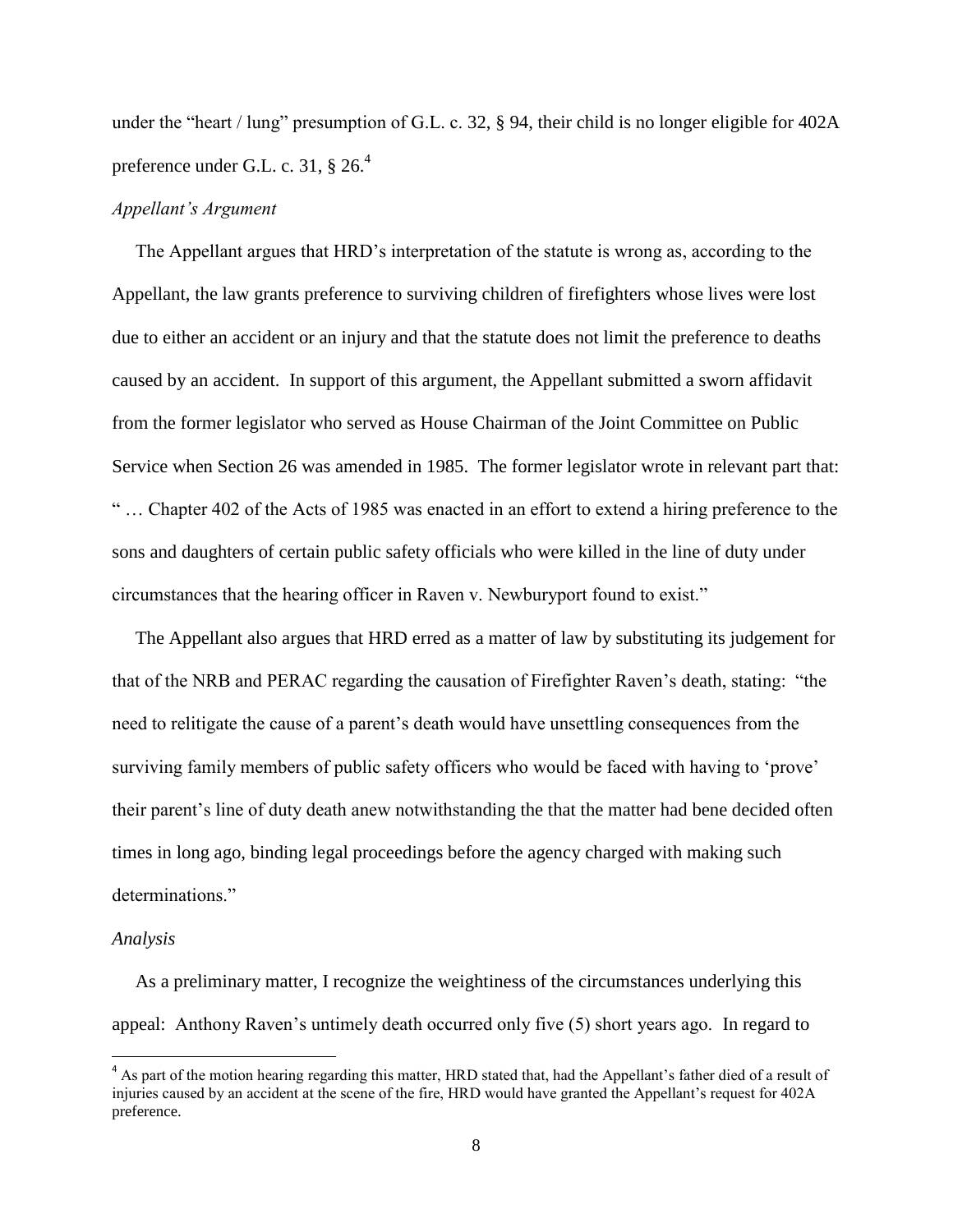under the "heart / lung" presumption of G.L. c. 32, § 94, their child is no longer eligible for 402A preference under G.L. c. 31, § 26.[4]

*Appellant's Argument*

The Appellant argues that HRD's interpretation of the statute is wrong as, according to the Appellant, the law grants preference to surviving children of firefighters whose lives were lost due to either an accident or an injury and that the statute does not limit the preference to deaths caused by an accident. In support of this argument, the Appellant submitted a sworn affidavit from the former legislator who served as House Chairman of the Joint Committee on Public Service when Section 26 was amended in 1985. The former legislator wrote in relevant part that: " … Chapter 402 of the Acts of 1985 was enacted in an effort to extend a hiring preference to the sons and daughters of certain public safety officials who were killed in the line of duty under circumstances that the hearing officer in Raven v. Newburyport found to exist."

The Appellant also argues that HRD erred as a matter of law by substituting its judgement for that of the NRB and PERAC regarding the causation of Firefighter Raven's death, stating: "the need to relitigate the cause of a parent's death would have unsettling consequences from the surviving family members of public safety officers who would be faced with having to 'prove' their parent's line of duty death anew notwithstanding the that the matter had bene decided often times in long ago, binding legal proceedings before the agency charged with making such determinations."

*Analysis*

As a preliminary matter, I recognize the weightiness of the circumstances underlying this appeal: Anthony Raven's untimely death occurred only five (5) short years ago. In regard to

[4] As part of the motion hearing regarding this matter, HRD stated that, had the Appellant's father died of a result of injuries caused by an accident at the scene of the fire, HRD would have granted the Appellant's request for 402A preference.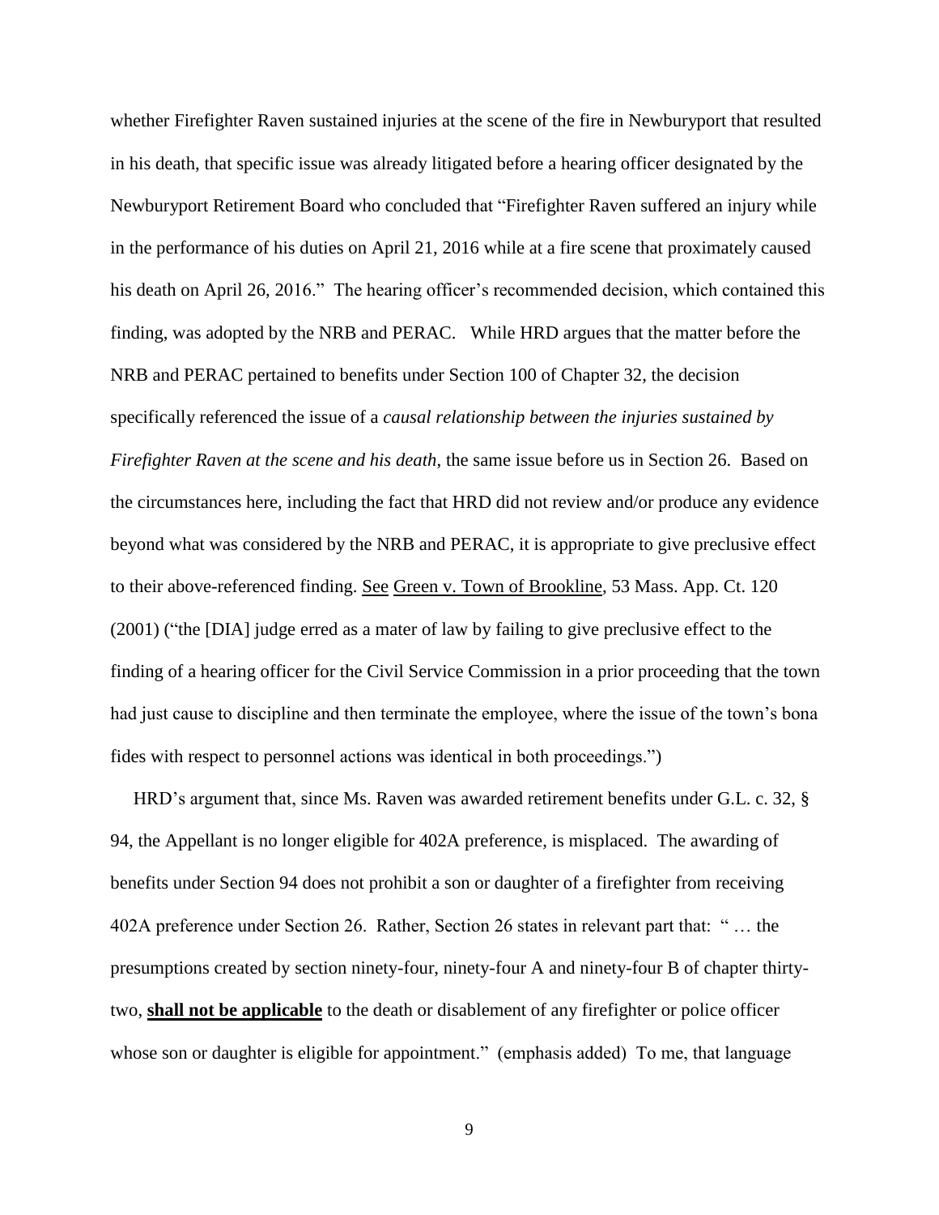whether Firefighter Raven sustained injuries at the scene of the fire in Newburyport that resulted in his death, that specific issue was already litigated before a hearing officer designated by the Newburyport Retirement Board who concluded that "Firefighter Raven suffered an injury while in the performance of his duties on April 21, 2016 while at a fire scene that proximately caused his death on April 26, 2016." The hearing officer's recommended decision, which contained this finding, was adopted by the NRB and PERAC. While HRD argues that the matter before the NRB and PERAC pertained to benefits under Section 100 of Chapter 32, the decision specifically referenced the issue of a *causal relationship between the injuries sustained by Firefighter Raven at the scene and his death*, the same issue before us in Section 26. Based on the circumstances here, including the fact that HRD did not review and/or produce any evidence beyond what was considered by the NRB and PERAC, it is appropriate to give preclusive effect to their above-referenced finding. See Green v. Town of Brookline, 53 Mass. App. Ct. 120 (2001) ("the [DIA] judge erred as a mater of law by failing to give preclusive effect to the finding of a hearing officer for the Civil Service Commission in a prior proceeding that the town had just cause to discipline and then terminate the employee, where the issue of the town's bona fides with respect to personnel actions was identical in both proceedings.")

HRD's argument that, since Ms. Raven was awarded retirement benefits under G.L. c. 32, § 94, the Appellant is no longer eligible for 402A preference, is misplaced. The awarding of benefits under Section 94 does not prohibit a son or daughter of a firefighter from receiving 402A preference under Section 26. Rather, Section 26 states in relevant part that: " … the presumptions created by section ninety-four, ninety-four A and ninety-four B of chapter thirty-two, **shall not be applicable** to the death or disablement of any firefighter or police officer whose son or daughter is eligible for appointment." (emphasis added) To me, that language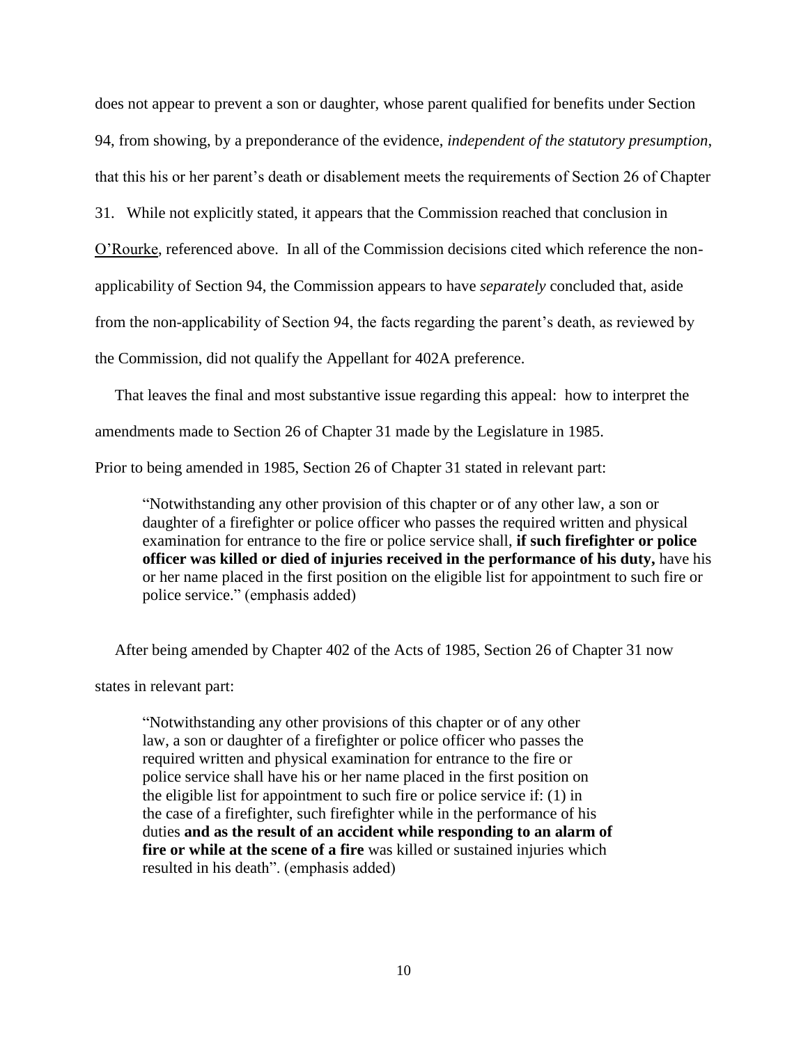does not appear to prevent a son or daughter, whose parent qualified for benefits under Section 94, from showing, by a preponderance of the evidence, *independent of the statutory presumption*, that this his or her parent's death or disablement meets the requirements of Section 26 of Chapter 31. While not explicitly stated, it appears that the Commission reached that conclusion in O'Rourke, referenced above. In all of the Commission decisions cited which reference the non-applicability of Section 94, the Commission appears to have *separately* concluded that, aside from the non-applicability of Section 94, the facts regarding the parent's death, as reviewed by the Commission, did not qualify the Appellant for 402A preference.

That leaves the final and most substantive issue regarding this appeal: how to interpret the amendments made to Section 26 of Chapter 31 made by the Legislature in 1985.

Prior to being amended in 1985, Section 26 of Chapter 31 stated in relevant part:

> "Notwithstanding any other provision of this chapter or of any other law, a son or daughter of a firefighter or police officer who passes the required written and physical examination for entrance to the fire or police service shall, **if such firefighter or police officer was killed or died of injuries received in the performance of his duty,** have his or her name placed in the first position on the eligible list for appointment to such fire or police service." (emphasis added)

After being amended by Chapter 402 of the Acts of 1985, Section 26 of Chapter 31 now states in relevant part:

> "Notwithstanding any other provisions of this chapter or of any other law, a son or daughter of a firefighter or police officer who passes the required written and physical examination for entrance to the fire or police service shall have his or her name placed in the first position on the eligible list for appointment to such fire or police service if: (1) in the case of a firefighter, such firefighter while in the performance of his duties **and as the result of an accident while responding to an alarm of fire or while at the scene of a fire** was killed or sustained injuries which resulted in his death". (emphasis added)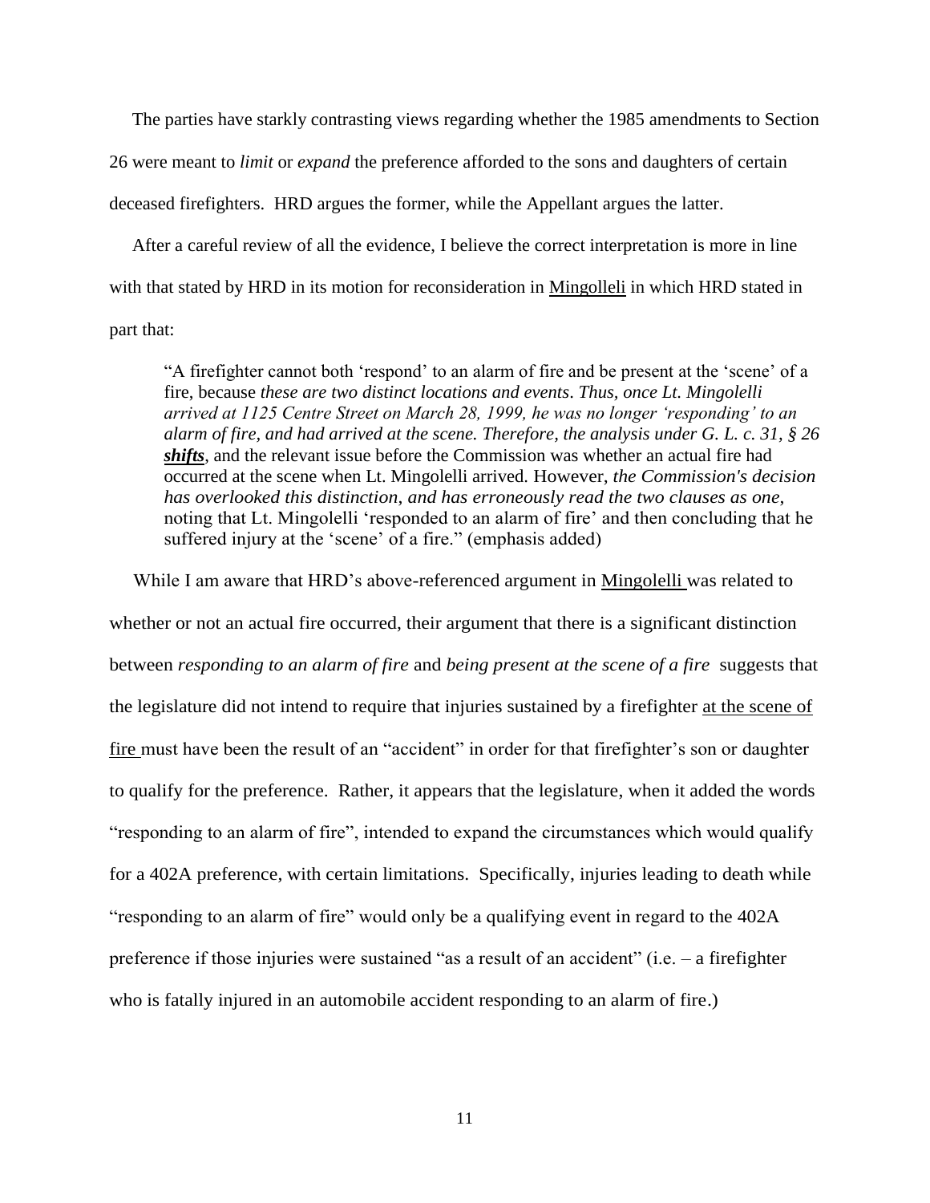The parties have starkly contrasting views regarding whether the 1985 amendments to Section 26 were meant to *limit* or *expand* the preference afforded to the sons and daughters of certain deceased firefighters. HRD argues the former, while the Appellant argues the latter.

After a careful review of all the evidence, I believe the correct interpretation is more in line with that stated by HRD in its motion for reconsideration in Mingolleli in which HRD stated in part that:

> "A firefighter cannot both 'respond' to an alarm of fire and be present at the 'scene' of a fire, because *these are two distinct locations and events*. *Thus, once Lt. Mingolelli arrived at 1125 Centre Street on March 28, 1999, he was no longer 'responding' to an alarm of fire, and had arrived at the scene. Therefore, the analysis under G. L. c. 31, § 26* ***shifts***, and the relevant issue before the Commission was whether an actual fire had occurred at the scene when Lt. Mingolelli arrived. However, *the Commission's decision has overlooked this distinction, and has erroneously read the two clauses as one*, noting that Lt. Mingolelli 'responded to an alarm of fire' and then concluding that he suffered injury at the 'scene' of a fire." (emphasis added)

While I am aware that HRD's above-referenced argument in Mingolelli was related to whether or not an actual fire occurred, their argument that there is a significant distinction between *responding to an alarm of fire* and *being present at the scene of a fire* suggests that the legislature did not intend to require that injuries sustained by a firefighter at the scene of fire must have been the result of an "accident" in order for that firefighter's son or daughter to qualify for the preference. Rather, it appears that the legislature, when it added the words "responding to an alarm of fire", intended to expand the circumstances which would qualify for a 402A preference, with certain limitations. Specifically, injuries leading to death while "responding to an alarm of fire" would only be a qualifying event in regard to the 402A preference if those injuries were sustained "as a result of an accident" (i.e. – a firefighter who is fatally injured in an automobile accident responding to an alarm of fire.)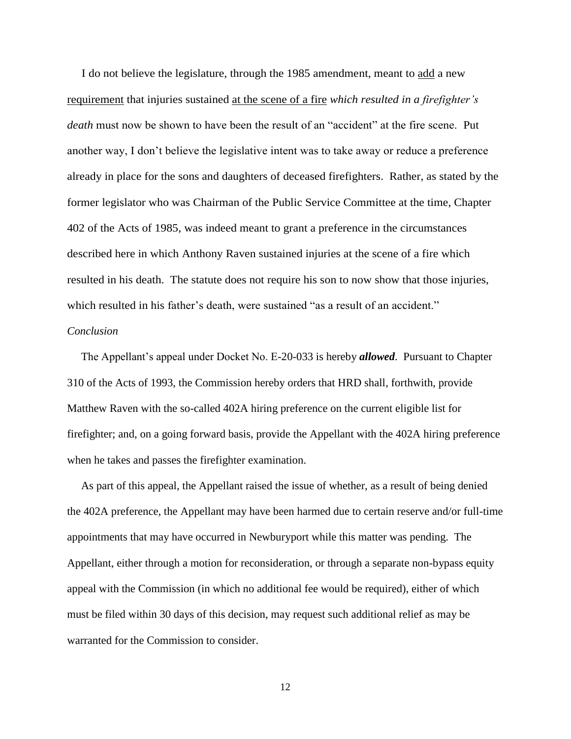I do not believe the legislature, through the 1985 amendment, meant to <u>add</u> a new <u>requirement</u> that injuries sustained <u>at the scene of a fire</u> *which resulted in a firefighter's death* must now be shown to have been the result of an "accident" at the fire scene. Put another way, I don't believe the legislative intent was to take away or reduce a preference already in place for the sons and daughters of deceased firefighters. Rather, as stated by the former legislator who was Chairman of the Public Service Committee at the time, Chapter 402 of the Acts of 1985, was indeed meant to grant a preference in the circumstances described here in which Anthony Raven sustained injuries at the scene of a fire which resulted in his death. The statute does not require his son to now show that those injuries, which resulted in his father's death, were sustained "as a result of an accident."

*Conclusion*

The Appellant's appeal under Docket No. E-20-033 is hereby ***allowed***. Pursuant to Chapter 310 of the Acts of 1993, the Commission hereby orders that HRD shall, forthwith, provide Matthew Raven with the so-called 402A hiring preference on the current eligible list for firefighter; and, on a going forward basis, provide the Appellant with the 402A hiring preference when he takes and passes the firefighter examination.

As part of this appeal, the Appellant raised the issue of whether, as a result of being denied the 402A preference, the Appellant may have been harmed due to certain reserve and/or full-time appointments that may have occurred in Newburyport while this matter was pending. The Appellant, either through a motion for reconsideration, or through a separate non-bypass equity appeal with the Commission (in which no additional fee would be required), either of which must be filed within 30 days of this decision, may request such additional relief as may be warranted for the Commission to consider.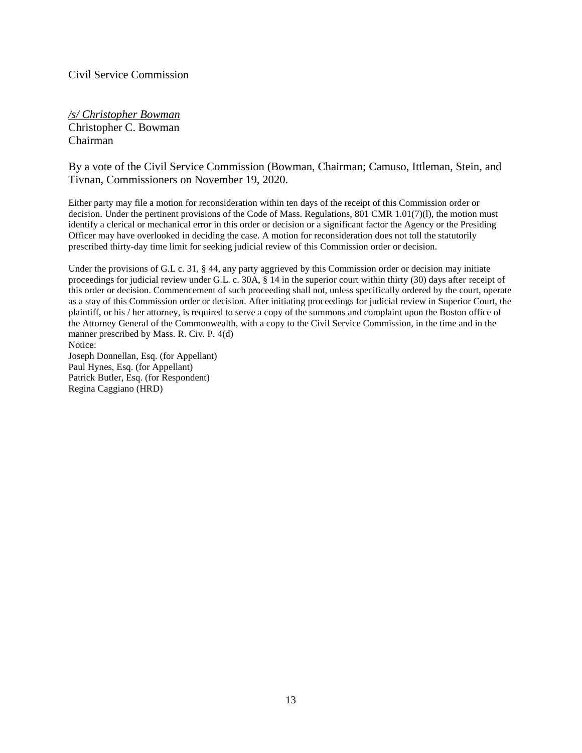Civil Service Commission

*/s/ Christopher Bowman*
Christopher C. Bowman
Chairman

By a vote of the Civil Service Commission (Bowman, Chairman; Camuso, Ittleman, Stein, and Tivnan, Commissioners on November 19, 2020.

Either party may file a motion for reconsideration within ten days of the receipt of this Commission order or decision. Under the pertinent provisions of the Code of Mass. Regulations, 801 CMR 1.01(7)(l), the motion must identify a clerical or mechanical error in this order or decision or a significant factor the Agency or the Presiding Officer may have overlooked in deciding the case. A motion for reconsideration does not toll the statutorily prescribed thirty-day time limit for seeking judicial review of this Commission order or decision.

Under the provisions of G.L c. 31, § 44, any party aggrieved by this Commission order or decision may initiate proceedings for judicial review under G.L. c. 30A, § 14 in the superior court within thirty (30) days after receipt of this order or decision. Commencement of such proceeding shall not, unless specifically ordered by the court, operate as a stay of this Commission order or decision. After initiating proceedings for judicial review in Superior Court, the plaintiff, or his / her attorney, is required to serve a copy of the summons and complaint upon the Boston office of the Attorney General of the Commonwealth, with a copy to the Civil Service Commission, in the time and in the manner prescribed by Mass. R. Civ. P. 4(d)

Notice:
Joseph Donnellan, Esq. (for Appellant)
Paul Hynes, Esq. (for Appellant)
Patrick Butler, Esq. (for Respondent)
Regina Caggiano (HRD)